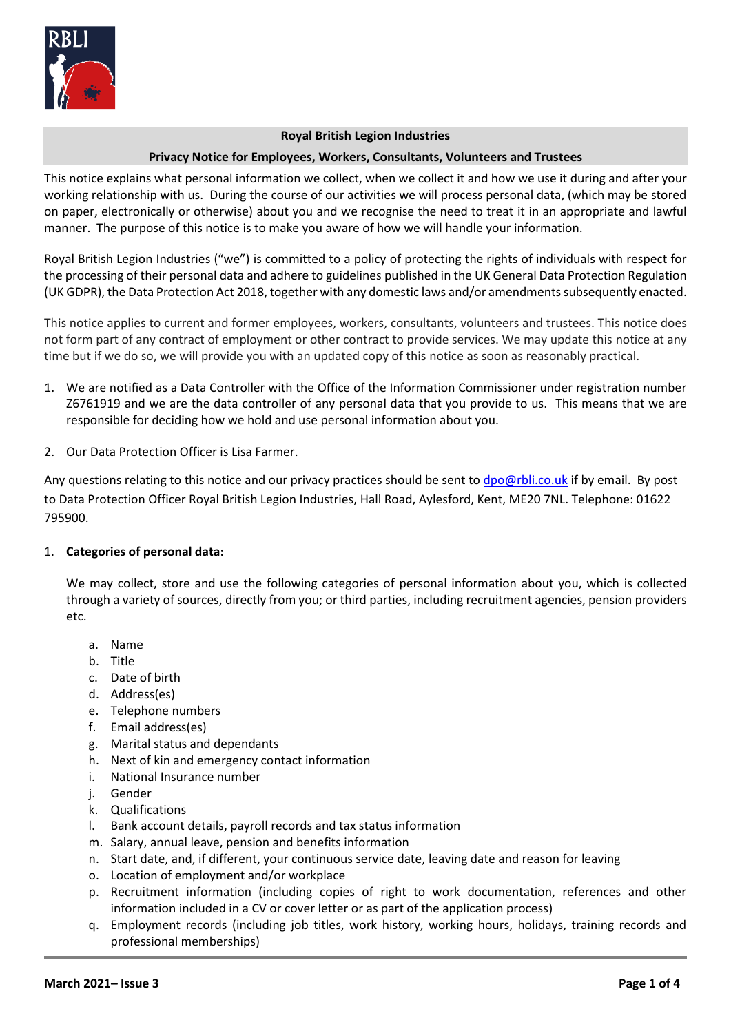# Royal British Legion Industries

## Privacy Notice for Employees, Workers, Consultants, Volunteers and Trustees

This notice explains what personal information we collect, when we collect it and how we use it during and after your working relationship with us. During the course of our activities we will process personal data, (which may be stored on paper, electronically or otherwise) about you and we recognise the need to treat it in an appropriate and lawful manner. The purpose of this notice is to make you aware of how we will handle your information.

Royal British Legion Industries ("we") is committed to a policy of protecting the rights of individuals with respect for the processing of their personal data and adhere to guidelines published in the UK General Data Protection Regulation (UK GDPR), the Data Protection Act 2018, together with any domestic laws and/or amendments subsequently enacted.

This notice applies to current and former employees, workers, consultants, volunteers and trustees. This notice does not form part of any contract of employment or other contract to provide services. We may update this notice at any time but if we do so, we will provide you with an updated copy of this notice as soon as reasonably practical.

1. We are notified as a Data Controller with the Office of the Information Commissioner under registration number Z6761919 and we are the data controller of any personal data that you provide to us. This means that we are responsible for deciding how we hold and use personal information about you.

2. Our Data Protection Officer is Lisa Farmer.

Any questions relating to this notice and our privacy practices should be sent to dpo@rbli.co.uk if by email. By post to Data Protection Officer Royal British Legion Industries, Hall Road, Aylesford, Kent, ME20 7NL. Telephone: 01622 795900.

1. **Categories of personal data:**

   We may collect, store and use the following categories of personal information about you, which is collected through a variety of sources, directly from you; or third parties, including recruitment agencies, pension providers etc.

   a. Name
   b. Title
   c. Date of birth
   d. Address(es)
   e. Telephone numbers
   f. Email address(es)
   g. Marital status and dependants
   h. Next of kin and emergency contact information
   i. National Insurance number
   j. Gender
   k. Qualifications
   l. Bank account details, payroll records and tax status information
   m. Salary, annual leave, pension and benefits information
   n. Start date, and, if different, your continuous service date, leaving date and reason for leaving
   o. Location of employment and/or workplace
   p. Recruitment information (including copies of right to work documentation, references and other information included in a CV or cover letter or as part of the application process)
   q. Employment records (including job titles, work history, working hours, holidays, training records and professional memberships)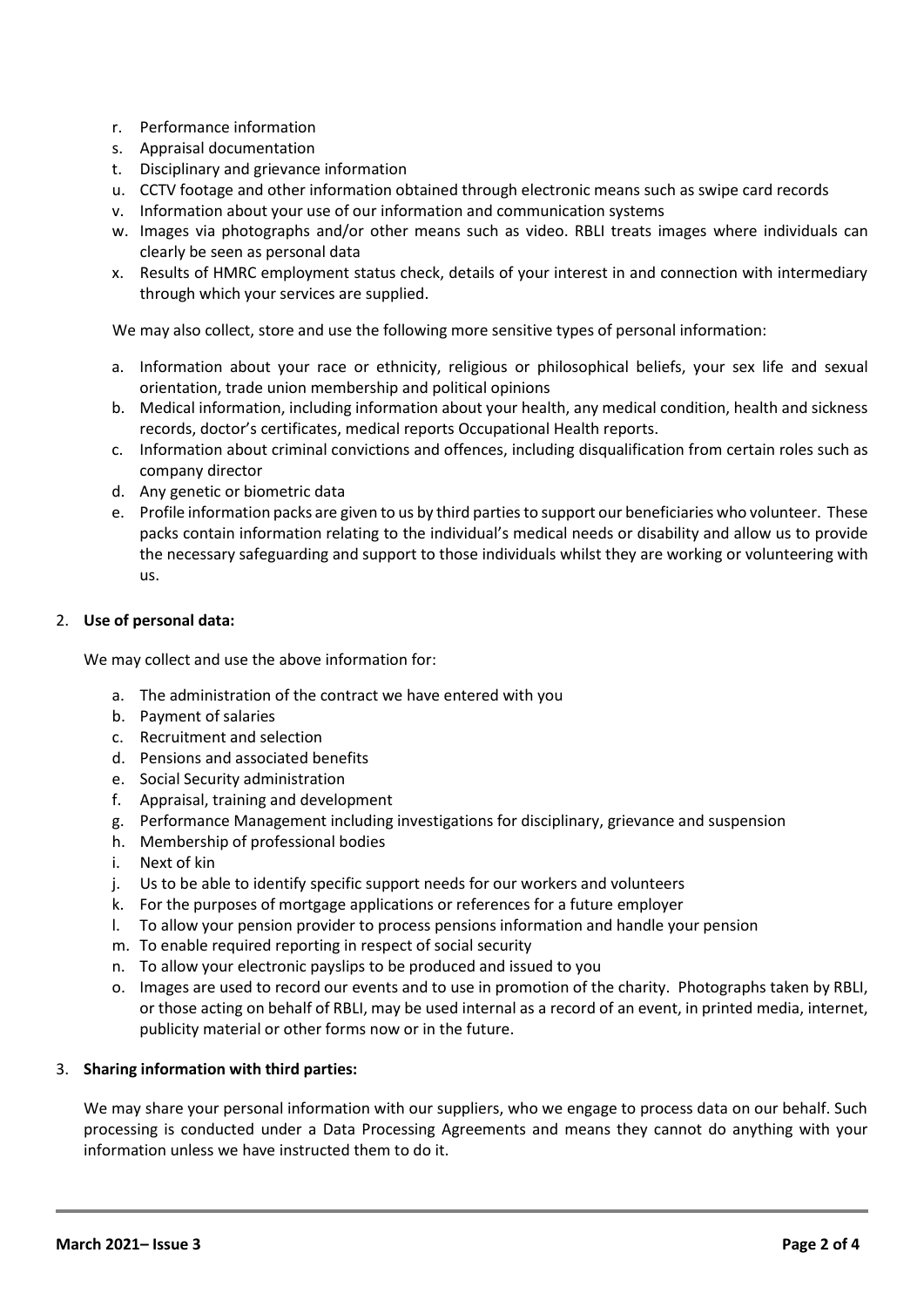r. Performance information
s. Appraisal documentation
t. Disciplinary and grievance information
u. CCTV footage and other information obtained through electronic means such as swipe card records
v. Information about your use of our information and communication systems
w. Images via photographs and/or other means such as video. RBLI treats images where individuals can clearly be seen as personal data
x. Results of HMRC employment status check, details of your interest in and connection with intermediary through which your services are supplied.

We may also collect, store and use the following more sensitive types of personal information:

a. Information about your race or ethnicity, religious or philosophical beliefs, your sex life and sexual orientation, trade union membership and political opinions
b. Medical information, including information about your health, any medical condition, health and sickness records, doctor's certificates, medical reports Occupational Health reports.
c. Information about criminal convictions and offences, including disqualification from certain roles such as company director
d. Any genetic or biometric data
e. Profile information packs are given to us by third parties to support our beneficiaries who volunteer. These packs contain information relating to the individual's medical needs or disability and allow us to provide the necessary safeguarding and support to those individuals whilst they are working or volunteering with us.

2. **Use of personal data:**

We may collect and use the above information for:

a. The administration of the contract we have entered with you
b. Payment of salaries
c. Recruitment and selection
d. Pensions and associated benefits
e. Social Security administration
f. Appraisal, training and development
g. Performance Management including investigations for disciplinary, grievance and suspension
h. Membership of professional bodies
i. Next of kin
j. Us to be able to identify specific support needs for our workers and volunteers
k. For the purposes of mortgage applications or references for a future employer
l. To allow your pension provider to process pensions information and handle your pension
m. To enable required reporting in respect of social security
n. To allow your electronic payslips to be produced and issued to you
o. Images are used to record our events and to use in promotion of the charity. Photographs taken by RBLI, or those acting on behalf of RBLI, may be used internal as a record of an event, in printed media, internet, publicity material or other forms now or in the future.

3. **Sharing information with third parties:**

We may share your personal information with our suppliers, who we engage to process data on our behalf. Such processing is conducted under a Data Processing Agreements and means they cannot do anything with your information unless we have instructed them to do it.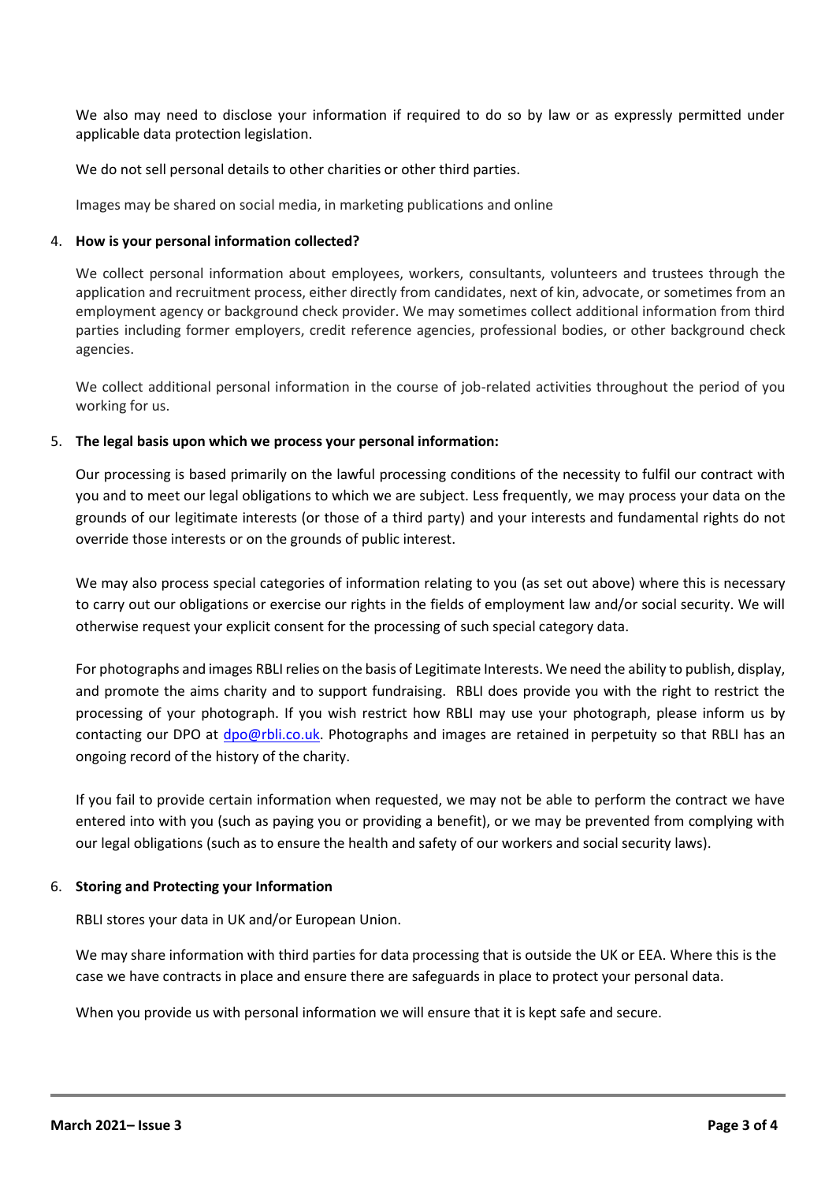We also may need to disclose your information if required to do so by law or as expressly permitted under applicable data protection legislation.

We do not sell personal details to other charities or other third parties.

Images may be shared on social media, in marketing publications and online

4. **How is your personal information collected?**

We collect personal information about employees, workers, consultants, volunteers and trustees through the application and recruitment process, either directly from candidates, next of kin, advocate, or sometimes from an employment agency or background check provider. We may sometimes collect additional information from third parties including former employers, credit reference agencies, professional bodies, or other background check agencies.

We collect additional personal information in the course of job-related activities throughout the period of you working for us.

5. **The legal basis upon which we process your personal information:**

Our processing is based primarily on the lawful processing conditions of the necessity to fulfil our contract with you and to meet our legal obligations to which we are subject. Less frequently, we may process your data on the grounds of our legitimate interests (or those of a third party) and your interests and fundamental rights do not override those interests or on the grounds of public interest.

We may also process special categories of information relating to you (as set out above) where this is necessary to carry out our obligations or exercise our rights in the fields of employment law and/or social security. We will otherwise request your explicit consent for the processing of such special category data.

For photographs and images RBLI relies on the basis of Legitimate Interests. We need the ability to publish, display, and promote the aims charity and to support fundraising. RBLI does provide you with the right to restrict the processing of your photograph. If you wish restrict how RBLI may use your photograph, please inform us by contacting our DPO at dpo@rbli.co.uk. Photographs and images are retained in perpetuity so that RBLI has an ongoing record of the history of the charity.

If you fail to provide certain information when requested, we may not be able to perform the contract we have entered into with you (such as paying you or providing a benefit), or we may be prevented from complying with our legal obligations (such as to ensure the health and safety of our workers and social security laws).

6. **Storing and Protecting your Information**

RBLI stores your data in UK and/or European Union.

We may share information with third parties for data processing that is outside the UK or EEA. Where this is the case we have contracts in place and ensure there are safeguards in place to protect your personal data.

When you provide us with personal information we will ensure that it is kept safe and secure.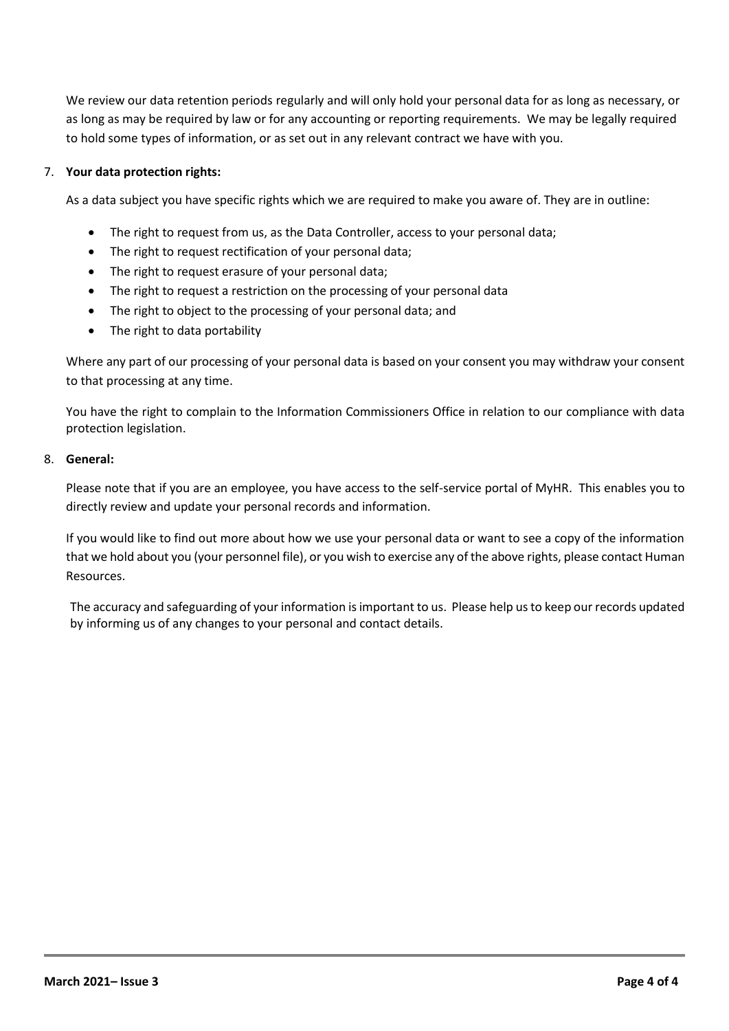We review our data retention periods regularly and will only hold your personal data for as long as necessary, or as long as may be required by law or for any accounting or reporting requirements. We may be legally required to hold some types of information, or as set out in any relevant contract we have with you.

7. **Your data protection rights:**

   As a data subject you have specific rights which we are required to make you aware of. They are in outline:

   - The right to request from us, as the Data Controller, access to your personal data;
   - The right to request rectification of your personal data;
   - The right to request erasure of your personal data;
   - The right to request a restriction on the processing of your personal data
   - The right to object to the processing of your personal data; and
   - The right to data portability

   Where any part of our processing of your personal data is based on your consent you may withdraw your consent to that processing at any time.

   You have the right to complain to the Information Commissioners Office in relation to our compliance with data protection legislation.

8. **General:**

   Please note that if you are an employee, you have access to the self-service portal of MyHR. This enables you to directly review and update your personal records and information.

   If you would like to find out more about how we use your personal data or want to see a copy of the information that we hold about you (your personnel file), or you wish to exercise any of the above rights, please contact Human Resources.

   The accuracy and safeguarding of your information is important to us. Please help us to keep our records updated by informing us of any changes to your personal and contact details.